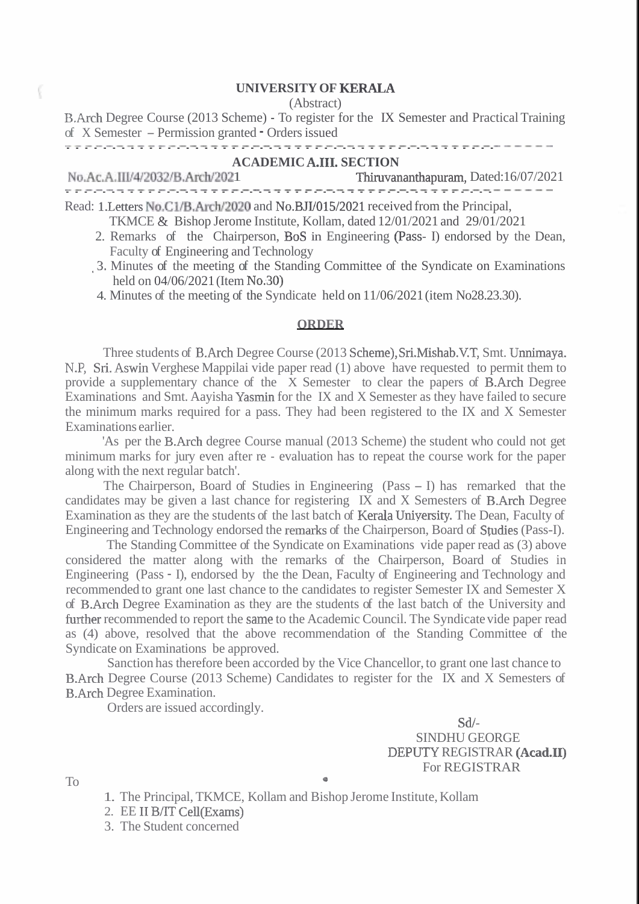**UNIVERSITY OF KERALA**

(Abstract)

B.Arch Degree Course (2013 Scheme) - To register for the IX Semester and Practical Training of X Semester – Permission granted - Orders issued

---

**ACADEMIC A.III. SECTION**

No.Ac.A.III/4/2032/B.Arch/2021 Thiruvananthapuram, Dated:16/07/2021

---

Read: 1.Letters No.C1/B.Arch/2020 and No.BJI/015/2021 received from the Principal, TKMCE & Bishop Jerome Institute, Kollam, dated 12/01/2021 and 29/01/2021

2. Remarks of the Chairperson, BoS in Engineering (Pass- I) endorsed by the Dean, Faculty of Engineering and Technology
3. Minutes of the meeting of the Standing Committee of the Syndicate on Examinations held on 04/06/2021 (Item No.30)
4. Minutes of the meeting of the Syndicate held on 11/06/2021 (item No28.23.30).

**ORDER**

Three students of B.Arch Degree Course (2013 Scheme), Sri.Mishab.V.T, Smt. Unnimaya. N.P, Sri. Aswin Verghese Mappilai vide paper read (1) above have requested to permit them to provide a supplementary chance of the X Semester to clear the papers of B.Arch Degree Examinations and Smt. Aayisha Yasmin for the IX and X Semester as they have failed to secure the minimum marks required for a pass. They had been registered to the IX and X Semester Examinations earlier.

'As per the B.Arch degree Course manual (2013 Scheme) the student who could not get minimum marks for jury even after re - evaluation has to repeat the course work for the paper along with the next regular batch'.

The Chairperson, Board of Studies in Engineering (Pass – I) has remarked that the candidates may be given a last chance for registering IX and X Semesters of B.Arch Degree Examination as they are the students of the last batch of Kerala University. The Dean, Faculty of Engineering and Technology endorsed the remarks of the Chairperson, Board of Studies (Pass-I).

The Standing Committee of the Syndicate on Examinations vide paper read as (3) above considered the matter along with the remarks of the Chairperson, Board of Studies in Engineering (Pass - I), endorsed by the the Dean, Faculty of Engineering and Technology and recommended to grant one last chance to the candidates to register Semester IX and Semester X of B.Arch Degree Examination as they are the students of the last batch of the University and further recommended to report the same to the Academic Council. The Syndicate vide paper read as (4) above, resolved that the above recommendation of the Standing Committee of the Syndicate on Examinations be approved.

Sanction has therefore been accorded by the Vice Chancellor, to grant one last chance to B.Arch Degree Course (2013 Scheme) Candidates to register for the IX and X Semesters of B.Arch Degree Examination.

Orders are issued accordingly.

Sd/-
SINDHU GEORGE
DEPUTY REGISTRAR (Acad.II)
For REGISTRAR

To

1. The Principal, TKMCE, Kollam and Bishop Jerome Institute, Kollam
2. EE II B/IT Cell(Exams)
3. The Student concerned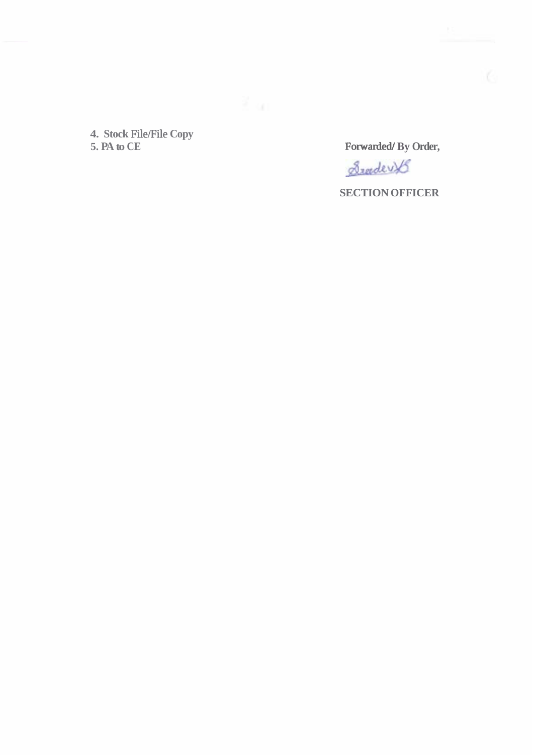4. **Stock File/File Copy**
5. **PA to CE**

**Forwarded/ By Order,**

Sreedevi KS

**SECTION OFFICER**